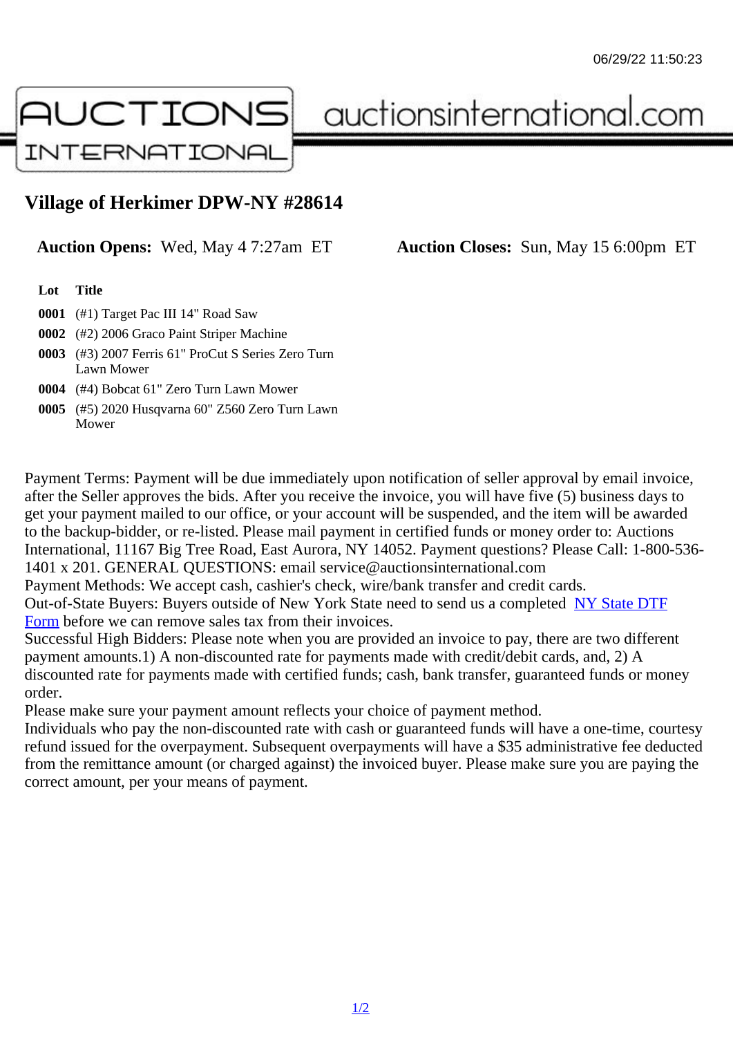# Village of Herkimer DPW-NY #28614

**Auction Opens:** Wed, May 4 7:27am ET **Auction Closes:** Sun, May 15 6:00pm ET

| Lot | Title |
|---|---|
| **0001** | (#1) Target Pac III 14" Road Saw |
| **0002** | (#2) 2006 Graco Paint Striper Machine |
| **0003** | (#3) 2007 Ferris 61" ProCut S Series Zero Turn Lawn Mower |
| **0004** | (#4) Bobcat 61" Zero Turn Lawn Mower |
| **0005** | (#5) 2020 Husqvarna 60" Z560 Zero Turn Lawn Mower |

Payment Terms: Payment will be due immediately upon notification of seller approval by email invoice, after the Seller approves the bids. After you receive the invoice, you will have five (5) business days to get your payment mailed to our office, or your account will be suspended, and the item will be awarded to the backup-bidder, or re-listed. Please mail payment in certified funds or money order to: Auctions International, 11167 Big Tree Road, East Aurora, NY 14052. Payment questions? Please Call: 1-800-536-1401 x 201. GENERAL QUESTIONS: email service@auctionsinternational.com

Payment Methods: We accept cash, cashier's check, wire/bank transfer and credit cards.

Out-of-State Buyers: Buyers outside of New York State need to send us a completed NY State DTF Form before we can remove sales tax from their invoices.

Successful High Bidders: Please note when you are provided an invoice to pay, there are two different payment amounts.1) A non-discounted rate for payments made with credit/debit cards, and, 2) A discounted rate for payments made with certified funds; cash, bank transfer, guaranteed funds or money order.

Please make sure your payment amount reflects your choice of payment method.

Individuals who pay the non-discounted rate with cash or guaranteed funds will have a one-time, courtesy refund issued for the overpayment. Subsequent overpayments will have a $35 administrative fee deducted from the remittance amount (or charged against) the invoiced buyer. Please make sure you are paying the correct amount, per your means of payment.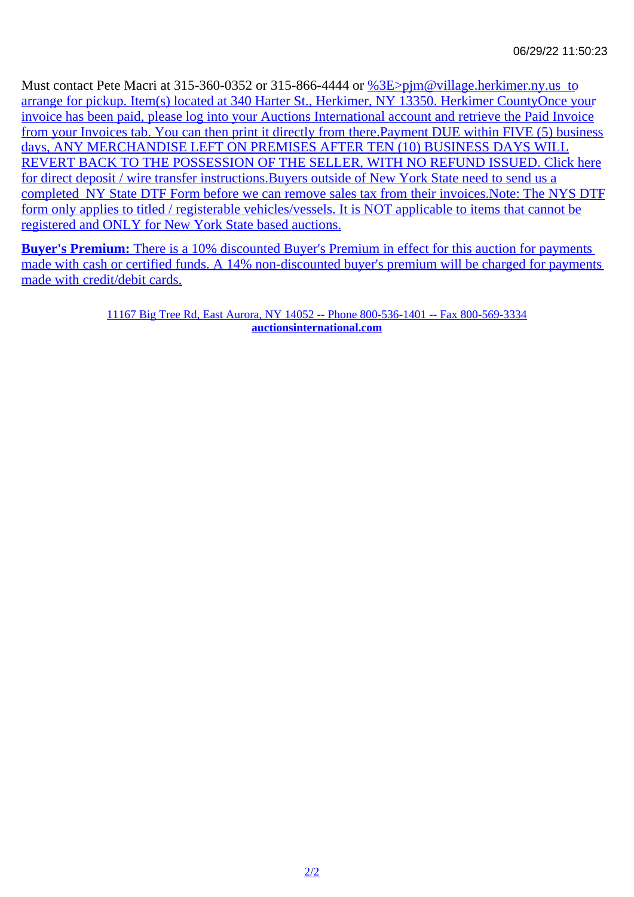Must contact Pete Macri at 315-360-0352 or 315-866-4444 or %3E>pjm@village.herkimer.ny.us to arrange for pickup. Item(s) located at 340 Harter St., Herkimer, NY 13350. Herkimer CountyOnce your invoice has been paid, please log into your Auctions International account and retrieve the Paid Invoice from your Invoices tab. You can then print it directly from there.Payment DUE within FIVE (5) business days, ANY MERCHANDISE LEFT ON PREMISES AFTER TEN (10) BUSINESS DAYS WILL REVERT BACK TO THE POSSESSION OF THE SELLER, WITH NO REFUND ISSUED. Click here for direct deposit / wire transfer instructions.Buyers outside of New York State need to send us a completed NY State DTF Form before we can remove sales tax from their invoices.Note: The NYS DTF form only applies to titled / registerable vehicles/vessels. It is NOT applicable to items that cannot be registered and ONLY for New York State based auctions.

**Buyer's Premium:** There is a 10% discounted Buyer's Premium in effect for this auction for payments made with cash or certified funds. A 14% non-discounted buyer's premium will be charged for payments made with credit/debit cards.

11167 Big Tree Rd, East Aurora, NY 14052 -- Phone 800-536-1401 -- Fax 800-569-3334
**auctionsinternational.com**